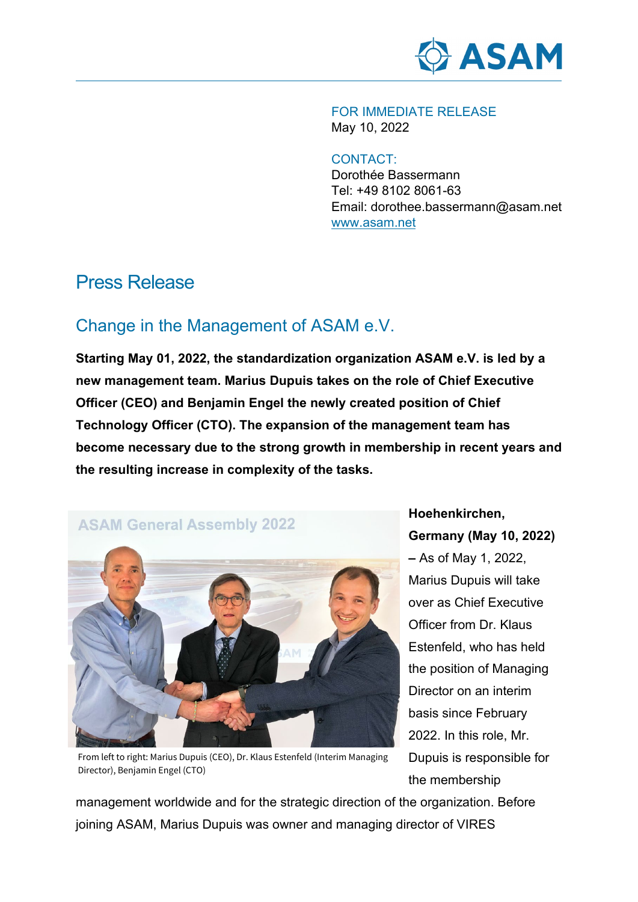FOR IMMEDIATE RELEASE
May 10, 2022

CONTACT:
Dorothée Bassermann
Tel: +49 8102 8061-63
Email: dorothee.bassermann@asam.net
www.asam.net

# Press Release

## Change in the Management of ASAM e.V.

**Starting May 01, 2022, the standardization organization ASAM e.V. is led by a new management team. Marius Dupuis takes on the role of Chief Executive Officer (CEO) and Benjamin Engel the newly created position of Chief Technology Officer (CTO). The expansion of the management team has become necessary due to the strong growth in membership in recent years and the resulting increase in complexity of the tasks.**

From left to right: Marius Dupuis (CEO), Dr. Klaus Estenfeld (Interim Managing Director), Benjamin Engel (CTO)

**Hoehenkirchen, Germany (May 10, 2022) –** As of May 1, 2022, Marius Dupuis will take over as Chief Executive Officer from Dr. Klaus Estenfeld, who has held the position of Managing Director on an interim basis since February 2022. In this role, Mr. Dupuis is responsible for the membership management worldwide and for the strategic direction of the organization. Before joining ASAM, Marius Dupuis was owner and managing director of VIRES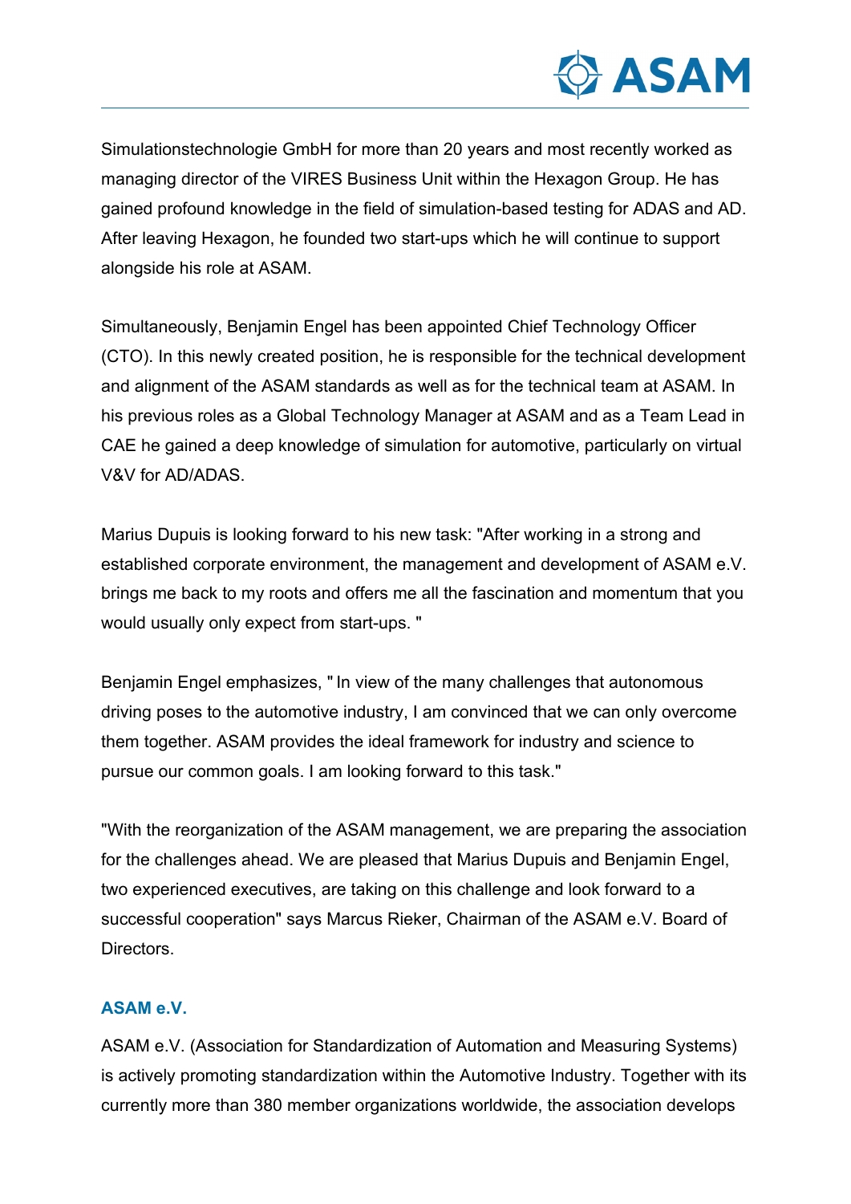Simulationstechnologie GmbH for more than 20 years and most recently worked as managing director of the VIRES Business Unit within the Hexagon Group. He has gained profound knowledge in the field of simulation-based testing for ADAS and AD. After leaving Hexagon, he founded two start-ups which he will continue to support alongside his role at ASAM.

Simultaneously, Benjamin Engel has been appointed Chief Technology Officer (CTO). In this newly created position, he is responsible for the technical development and alignment of the ASAM standards as well as for the technical team at ASAM. In his previous roles as a Global Technology Manager at ASAM and as a Team Lead in CAE he gained a deep knowledge of simulation for automotive, particularly on virtual V&V for AD/ADAS.

Marius Dupuis is looking forward to his new task: "After working in a strong and established corporate environment, the management and development of ASAM e.V. brings me back to my roots and offers me all the fascination and momentum that you would usually only expect from start-ups. "

Benjamin Engel emphasizes, " In view of the many challenges that autonomous driving poses to the automotive industry, I am convinced that we can only overcome them together. ASAM provides the ideal framework for industry and science to pursue our common goals. I am looking forward to this task."

"With the reorganization of the ASAM management, we are preparing the association for the challenges ahead. We are pleased that Marius Dupuis and Benjamin Engel, two experienced executives, are taking on this challenge and look forward to a successful cooperation" says Marcus Rieker, Chairman of the ASAM e.V. Board of Directors.

### ASAM e.V.

ASAM e.V. (Association for Standardization of Automation and Measuring Systems) is actively promoting standardization within the Automotive Industry. Together with its currently more than 380 member organizations worldwide, the association develops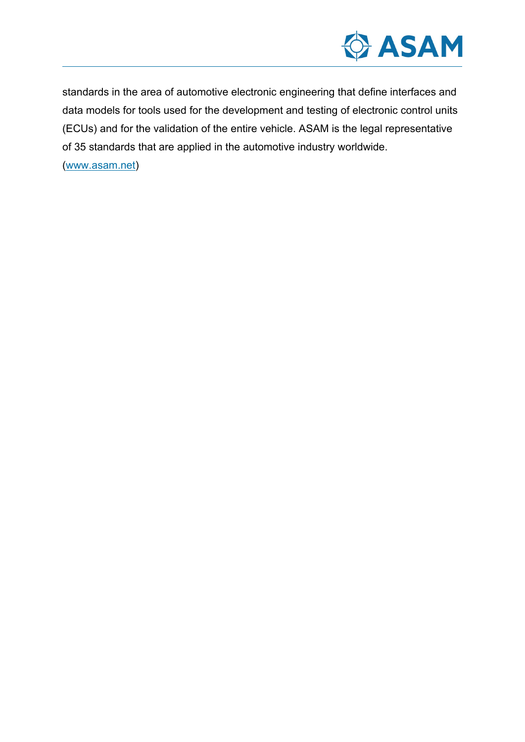standards in the area of automotive electronic engineering that define interfaces and data models for tools used for the development and testing of electronic control units (ECUs) and for the validation of the entire vehicle. ASAM is the legal representative of 35 standards that are applied in the automotive industry worldwide. ([www.asam.net](http://www.asam.net))